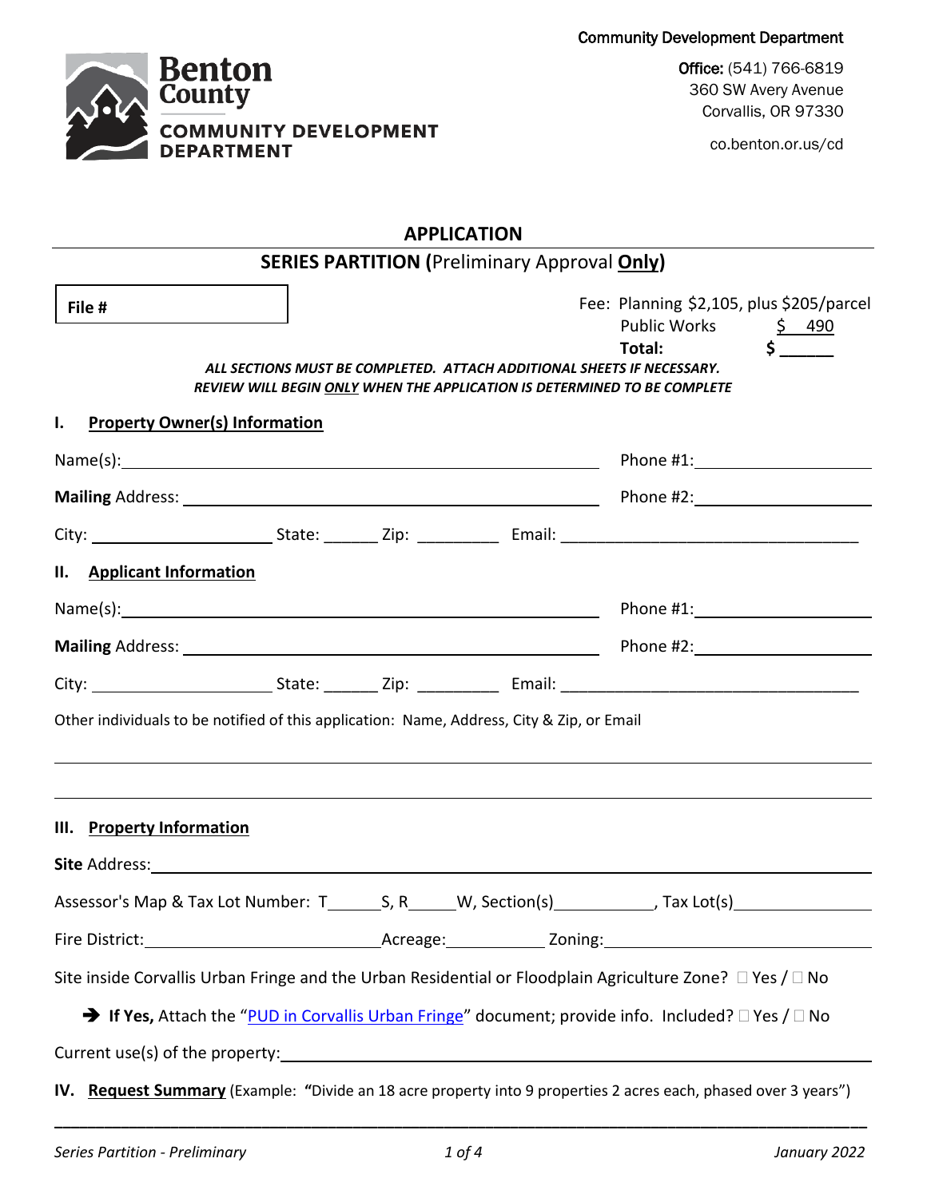Benton County

COMMUNITY DEVELOPMENT DEPARTMENT

Community Development Department

**Office:** (541) 766-6819
360 SW Avery Avenue
Corvallis, OR 97330

co.benton.or.us/cd

# APPLICATION

## SERIES PARTITION (Preliminary Approval **Only**)

**File #**

Fee: Planning $2,105, plus $205/parcel
Public Works $ 490
**Total:** **$ ______**

***ALL SECTIONS MUST BE COMPLETED. ATTACH ADDITIONAL SHEETS IF NECESSARY.***
***REVIEW WILL BEGIN ONLY WHEN THE APPLICATION IS DETERMINED TO BE COMPLETE***

### I. Property Owner(s) Information

Name(s): ______________________________ Phone #1: ______________

**Mailing** Address: ______________________________ Phone #2: ______________

City: ______________ State: ______ Zip: _________ Email: ______________________________

### II. Applicant Information

Name(s): ______________________________ Phone #1: ______________

**Mailing** Address: ______________________________ Phone #2: ______________

City: ______________ State: ______ Zip: _________ Email: ______________________________

Other individuals to be notified of this application: Name, Address, City & Zip, or Email

______________________________________________________________________

______________________________________________________________________

### III. Property Information

**Site** Address: ______________________________________________________________________

Assessor's Map & Tax Lot Number: T______S, R_____W, Section(s)___________, Tax Lot(s)______________

Fire District: ______________________ Acreage: ___________ Zoning: ______________________

Site inside Corvallis Urban Fringe and the Urban Residential or Floodplain Agriculture Zone? ☐ Yes / ☐ No

➔ **If Yes,** Attach the "PUD in Corvallis Urban Fringe" document; provide info. Included? ☐ Yes / ☐ No

Current use(s) of the property: ______________________________________________________________

### IV. Request Summary (Example: "Divide an 18 acre property into 9 properties 2 acres each, phased over 3 years")

______________________________________________________________________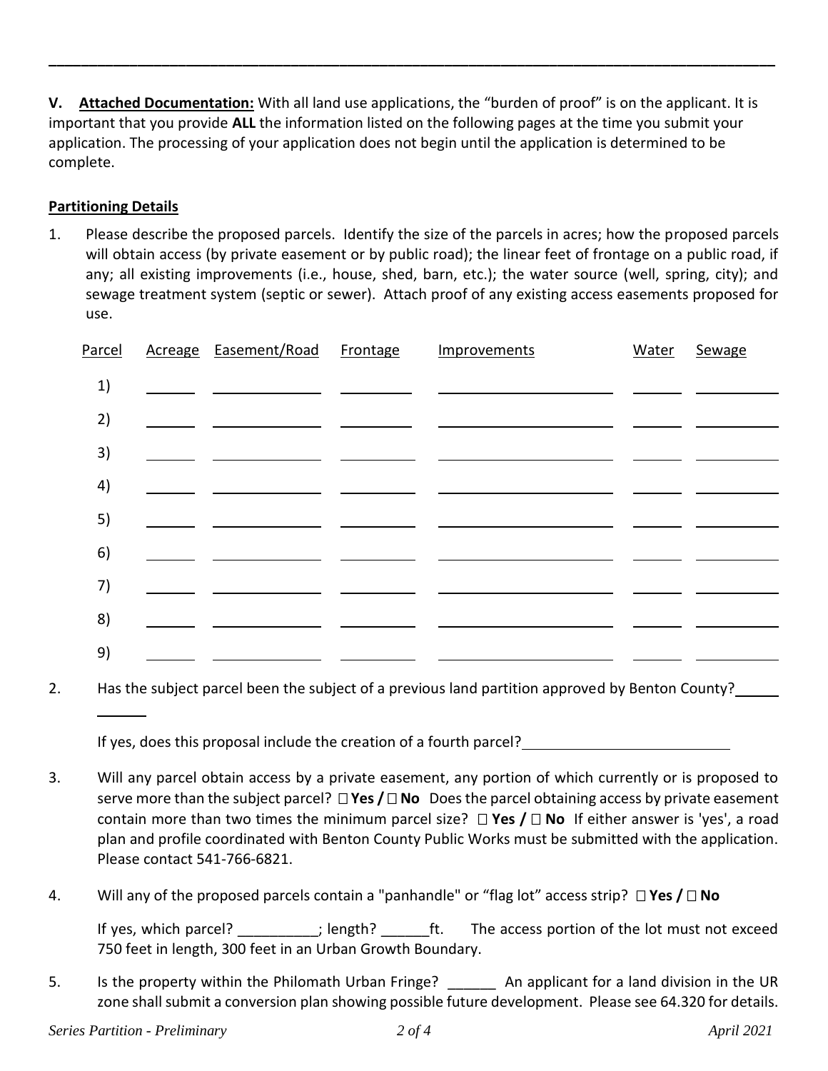**V. Attached Documentation:** With all land use applications, the "burden of proof" is on the applicant. It is important that you provide **ALL** the information listed on the following pages at the time you submit your application. The processing of your application does not begin until the application is determined to be complete.

**Partitioning Details**

1. Please describe the proposed parcels. Identify the size of the parcels in acres; how the proposed parcels will obtain access (by private easement or by public road); the linear feet of frontage on a public road, if any; all existing improvements (i.e., house, shed, barn, etc.); the water source (well, spring, city); and sewage treatment system (septic or sewer). Attach proof of any existing access easements proposed for use.

| Parcel | Acreage | Easement/Road | Frontage | Improvements | Water | Sewage |
|---|---|---|---|---|---|---|
| 1) | | | | | | |
| 2) | | | | | | |
| 3) | | | | | | |
| 4) | | | | | | |
| 5) | | | | | | |
| 6) | | | | | | |
| 7) | | | | | | |
| 8) | | | | | | |
| 9) | | | | | | |

2. Has the subject parcel been the subject of a previous land partition approved by Benton County? ______

   If yes, does this proposal include the creation of a fourth parcel? ______

3. Will any parcel obtain access by a private easement, any portion of which currently or is proposed to serve more than the subject parcel? ☐ **Yes** / ☐ **No** Does the parcel obtaining access by private easement contain more than two times the minimum parcel size? ☐ **Yes** / ☐ **No** If either answer is 'yes', a road plan and profile coordinated with Benton County Public Works must be submitted with the application. Please contact 541-766-6821.

4. Will any of the proposed parcels contain a "panhandle" or "flag lot" access strip? ☐ **Yes** / ☐ **No**

   If yes, which parcel? __________; length? ______ft. The access portion of the lot must not exceed 750 feet in length, 300 feet in an Urban Growth Boundary.

5. Is the property within the Philomath Urban Fringe? ______ An applicant for a land division in the UR zone shall submit a conversion plan showing possible future development. Please see 64.320 for details.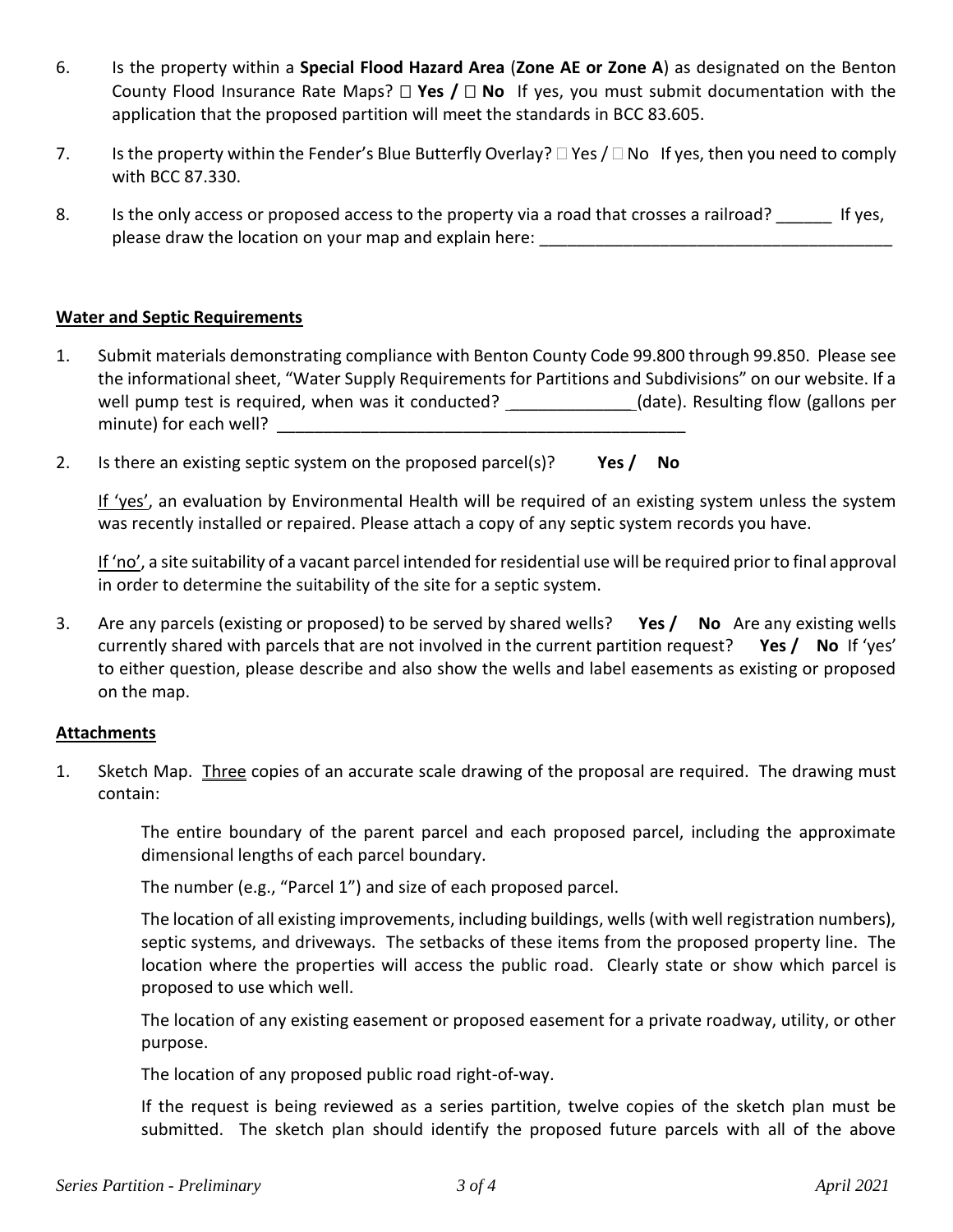6. Is the property within a **Special Flood Hazard Area** (**Zone AE or Zone A**) as designated on the Benton County Flood Insurance Rate Maps? ☐ **Yes /** ☐ **No** If yes, you must submit documentation with the application that the proposed partition will meet the standards in BCC 83.605.

7. Is the property within the Fender's Blue Butterfly Overlay? ☐ Yes / ☐ No If yes, then you need to comply with BCC 87.330.

8. Is the only access or proposed access to the property via a road that crosses a railroad? ______ If yes, please draw the location on your map and explain here: ______________________________________

**Water and Septic Requirements**

1. Submit materials demonstrating compliance with Benton County Code 99.800 through 99.850. Please see the informational sheet, "Water Supply Requirements for Partitions and Subdivisions" on our website. If a well pump test is required, when was it conducted? _____________(date). Resulting flow (gallons per minute) for each well? ____________________________________________

2. Is there an existing septic system on the proposed parcel(s)? **Yes / No**

   If 'yes', an evaluation by Environmental Health will be required of an existing system unless the system was recently installed or repaired. Please attach a copy of any septic system records you have.

   If 'no', a site suitability of a vacant parcel intended for residential use will be required prior to final approval in order to determine the suitability of the site for a septic system.

3. Are any parcels (existing or proposed) to be served by shared wells? **Yes / No** Are any existing wells currently shared with parcels that are not involved in the current partition request? **Yes / No** If 'yes' to either question, please describe and also show the wells and label easements as existing or proposed on the map.

**Attachments**

1. Sketch Map. Three copies of an accurate scale drawing of the proposal are required. The drawing must contain:

   The entire boundary of the parent parcel and each proposed parcel, including the approximate dimensional lengths of each parcel boundary.

   The number (e.g., "Parcel 1") and size of each proposed parcel.

   The location of all existing improvements, including buildings, wells (with well registration numbers), septic systems, and driveways. The setbacks of these items from the proposed property line. The location where the properties will access the public road. Clearly state or show which parcel is proposed to use which well.

   The location of any existing easement or proposed easement for a private roadway, utility, or other purpose.

   The location of any proposed public road right-of-way.

   If the request is being reviewed as a series partition, twelve copies of the sketch plan must be submitted. The sketch plan should identify the proposed future parcels with all of the above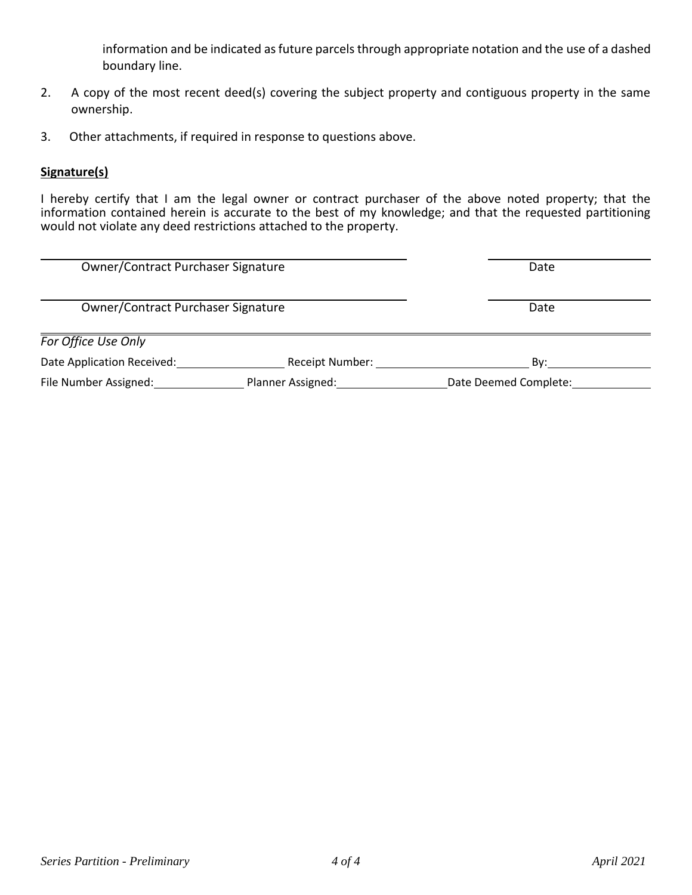information and be indicated as future parcels through appropriate notation and the use of a dashed boundary line.

2. A copy of the most recent deed(s) covering the subject property and contiguous property in the same ownership.

3. Other attachments, if required in response to questions above.

**Signature(s)**

I hereby certify that I am the legal owner or contract purchaser of the above noted property; that the information contained herein is accurate to the best of my knowledge; and that the requested partitioning would not violate any deed restrictions attached to the property.

______________________________________ ______________
Owner/Contract Purchaser Signature Date

______________________________________ ______________
Owner/Contract Purchaser Signature Date

*For Office Use Only*

Date Application Received: ______________ Receipt Number: ______________ By: ______________

File Number Assigned: ______________ Planner Assigned: ______________ Date Deemed Complete: ______________